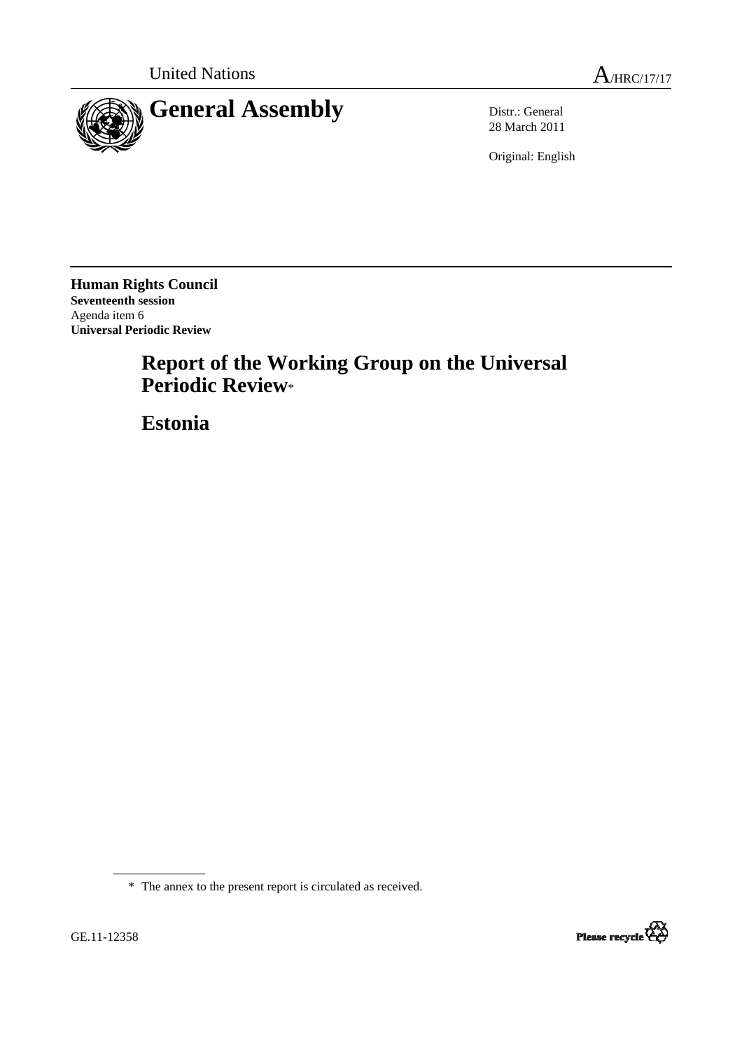United Nations

A/HRC/17/17

# General Assembly

Distr.: General
28 March 2011

Original: English

**Human Rights Council**
**Seventeenth session**
Agenda item 6
**Universal Periodic Review**

# Report of the Working Group on the Universal Periodic Review*

# Estonia

---

\* The annex to the present report is circulated as received.

GE.11-12358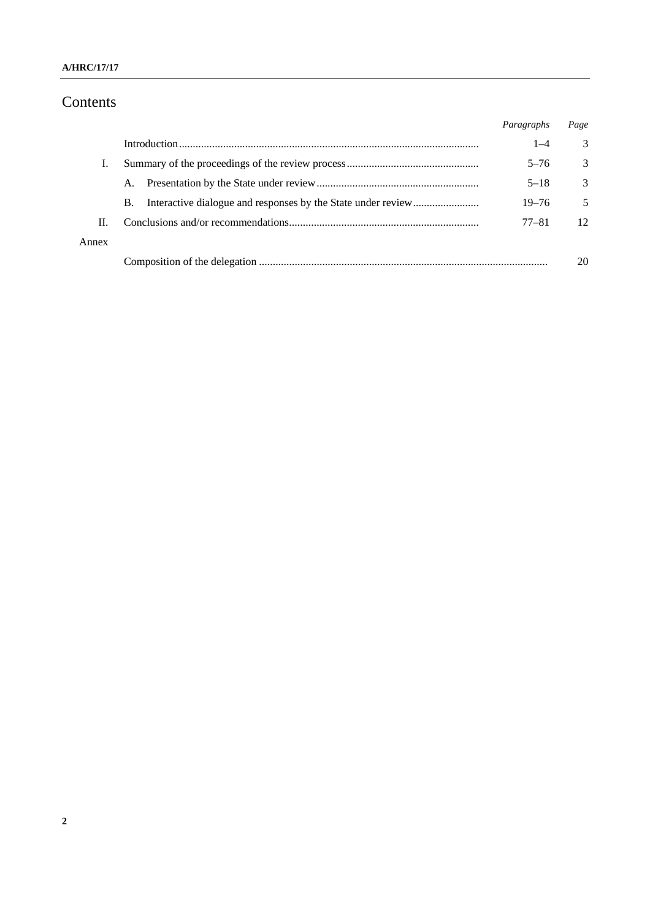# Contents

| | | *Paragraphs* | *Page* |
|---|---|---|---|
| | Introduction | 1–4 | 3 |
| I. | Summary of the proceedings of the review process | 5–76 | 3 |
| | A. Presentation by the State under review | 5–18 | 3 |
| | B. Interactive dialogue and responses by the State under review | 19–76 | 5 |
| II. | Conclusions and/or recommendations | 77–81 | 12 |
| Annex | | | |
| | Composition of the delegation | | 20 |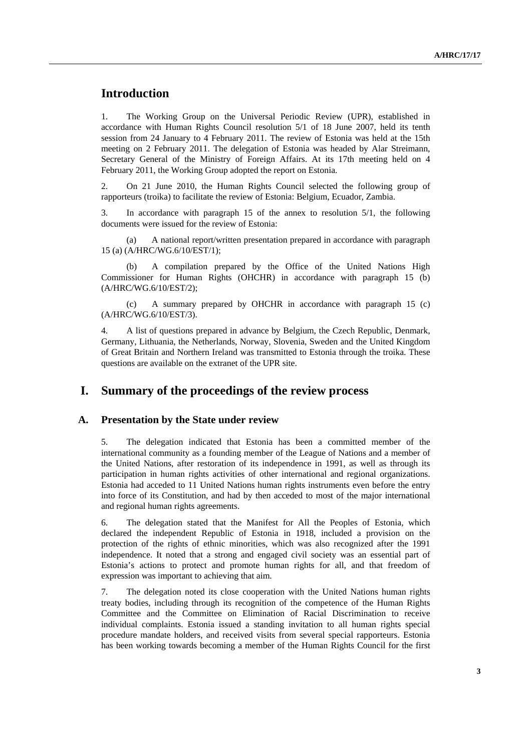# Introduction

1. The Working Group on the Universal Periodic Review (UPR), established in accordance with Human Rights Council resolution 5/1 of 18 June 2007, held its tenth session from 24 January to 4 February 2011. The review of Estonia was held at the 15th meeting on 2 February 2011. The delegation of Estonia was headed by Alar Streimann, Secretary General of the Ministry of Foreign Affairs. At its 17th meeting held on 4 February 2011, the Working Group adopted the report on Estonia.

2. On 21 June 2010, the Human Rights Council selected the following group of rapporteurs (troika) to facilitate the review of Estonia: Belgium, Ecuador, Zambia.

3. In accordance with paragraph 15 of the annex to resolution 5/1, the following documents were issued for the review of Estonia:

(a) A national report/written presentation prepared in accordance with paragraph 15 (a) (A/HRC/WG.6/10/EST/1);

(b) A compilation prepared by the Office of the United Nations High Commissioner for Human Rights (OHCHR) in accordance with paragraph 15 (b) (A/HRC/WG.6/10/EST/2);

(c) A summary prepared by OHCHR in accordance with paragraph 15 (c) (A/HRC/WG.6/10/EST/3).

4. A list of questions prepared in advance by Belgium, the Czech Republic, Denmark, Germany, Lithuania, the Netherlands, Norway, Slovenia, Sweden and the United Kingdom of Great Britain and Northern Ireland was transmitted to Estonia through the troika. These questions are available on the extranet of the UPR site.

# I. Summary of the proceedings of the review process

## A. Presentation by the State under review

5. The delegation indicated that Estonia has been a committed member of the international community as a founding member of the League of Nations and a member of the United Nations, after restoration of its independence in 1991, as well as through its participation in human rights activities of other international and regional organizations. Estonia had acceded to 11 United Nations human rights instruments even before the entry into force of its Constitution, and had by then acceded to most of the major international and regional human rights agreements.

6. The delegation stated that the Manifest for All the Peoples of Estonia, which declared the independent Republic of Estonia in 1918, included a provision on the protection of the rights of ethnic minorities, which was also recognized after the 1991 independence. It noted that a strong and engaged civil society was an essential part of Estonia's actions to protect and promote human rights for all, and that freedom of expression was important to achieving that aim.

7. The delegation noted its close cooperation with the United Nations human rights treaty bodies, including through its recognition of the competence of the Human Rights Committee and the Committee on Elimination of Racial Discrimination to receive individual complaints. Estonia issued a standing invitation to all human rights special procedure mandate holders, and received visits from several special rapporteurs. Estonia has been working towards becoming a member of the Human Rights Council for the first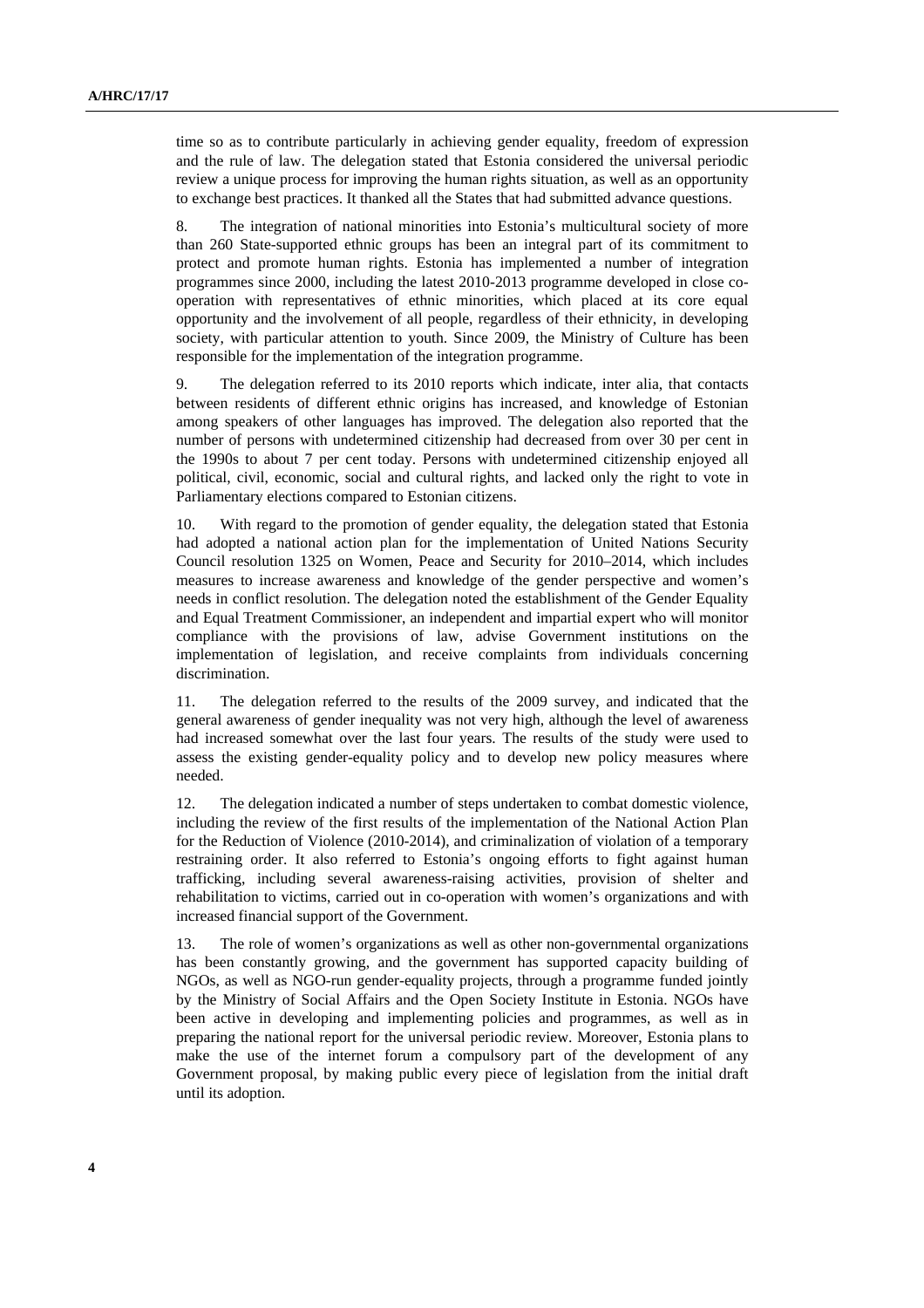time so as to contribute particularly in achieving gender equality, freedom of expression and the rule of law. The delegation stated that Estonia considered the universal periodic review a unique process for improving the human rights situation, as well as an opportunity to exchange best practices. It thanked all the States that had submitted advance questions.

8. The integration of national minorities into Estonia's multicultural society of more than 260 State-supported ethnic groups has been an integral part of its commitment to protect and promote human rights. Estonia has implemented a number of integration programmes since 2000, including the latest 2010-2013 programme developed in close co-operation with representatives of ethnic minorities, which placed at its core equal opportunity and the involvement of all people, regardless of their ethnicity, in developing society, with particular attention to youth. Since 2009, the Ministry of Culture has been responsible for the implementation of the integration programme.

9. The delegation referred to its 2010 reports which indicate, inter alia, that contacts between residents of different ethnic origins has increased, and knowledge of Estonian among speakers of other languages has improved. The delegation also reported that the number of persons with undetermined citizenship had decreased from over 30 per cent in the 1990s to about 7 per cent today. Persons with undetermined citizenship enjoyed all political, civil, economic, social and cultural rights, and lacked only the right to vote in Parliamentary elections compared to Estonian citizens.

10. With regard to the promotion of gender equality, the delegation stated that Estonia had adopted a national action plan for the implementation of United Nations Security Council resolution 1325 on Women, Peace and Security for 2010–2014, which includes measures to increase awareness and knowledge of the gender perspective and women's needs in conflict resolution. The delegation noted the establishment of the Gender Equality and Equal Treatment Commissioner, an independent and impartial expert who will monitor compliance with the provisions of law, advise Government institutions on the implementation of legislation, and receive complaints from individuals concerning discrimination.

11. The delegation referred to the results of the 2009 survey, and indicated that the general awareness of gender inequality was not very high, although the level of awareness had increased somewhat over the last four years. The results of the study were used to assess the existing gender-equality policy and to develop new policy measures where needed.

12. The delegation indicated a number of steps undertaken to combat domestic violence, including the review of the first results of the implementation of the National Action Plan for the Reduction of Violence (2010-2014), and criminalization of violation of a temporary restraining order. It also referred to Estonia's ongoing efforts to fight against human trafficking, including several awareness-raising activities, provision of shelter and rehabilitation to victims, carried out in co-operation with women's organizations and with increased financial support of the Government.

13. The role of women's organizations as well as other non-governmental organizations has been constantly growing, and the government has supported capacity building of NGOs, as well as NGO-run gender-equality projects, through a programme funded jointly by the Ministry of Social Affairs and the Open Society Institute in Estonia. NGOs have been active in developing and implementing policies and programmes, as well as in preparing the national report for the universal periodic review. Moreover, Estonia plans to make the use of the internet forum a compulsory part of the development of any Government proposal, by making public every piece of legislation from the initial draft until its adoption.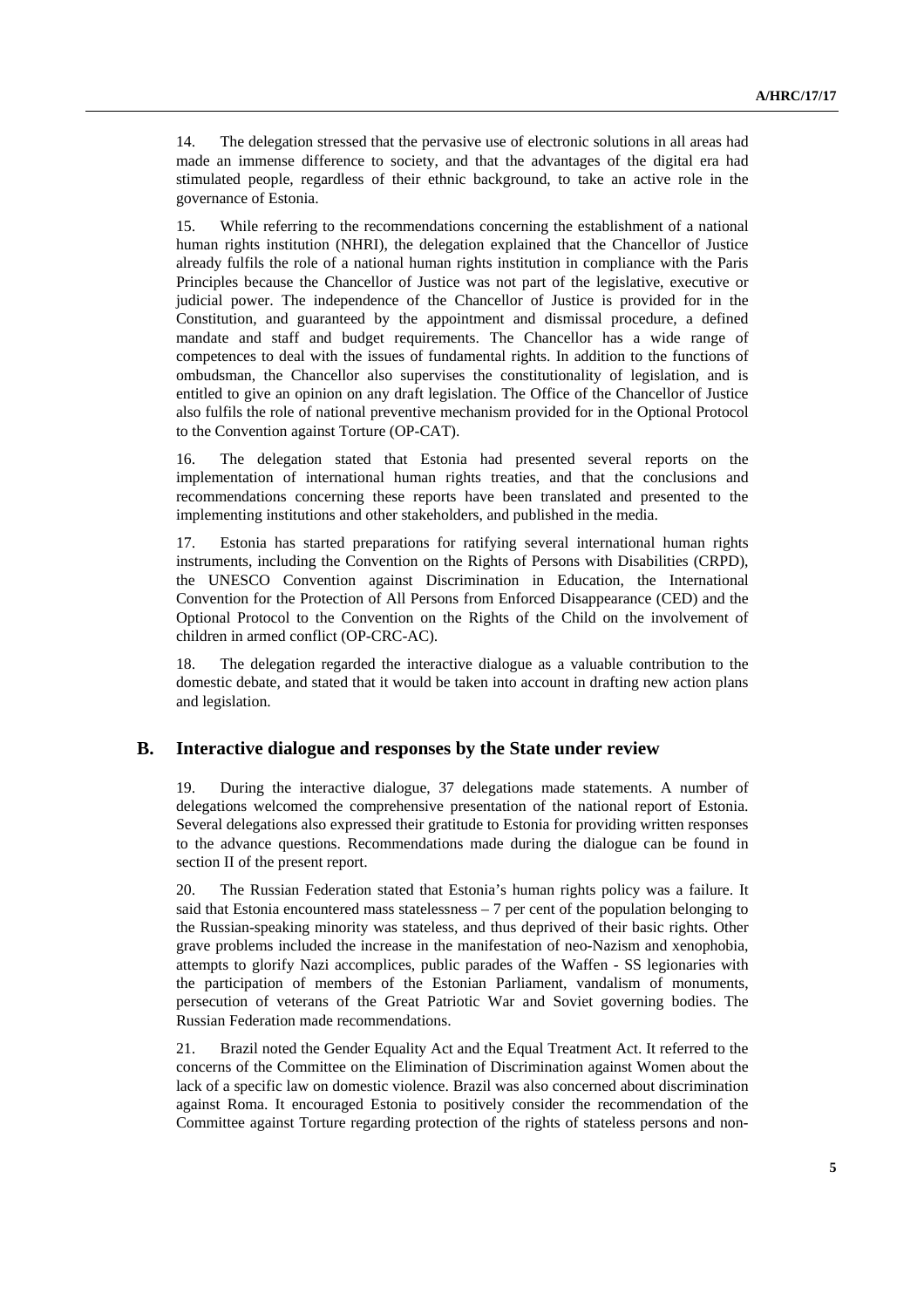14. The delegation stressed that the pervasive use of electronic solutions in all areas had made an immense difference to society, and that the advantages of the digital era had stimulated people, regardless of their ethnic background, to take an active role in the governance of Estonia.

15. While referring to the recommendations concerning the establishment of a national human rights institution (NHRI), the delegation explained that the Chancellor of Justice already fulfils the role of a national human rights institution in compliance with the Paris Principles because the Chancellor of Justice was not part of the legislative, executive or judicial power. The independence of the Chancellor of Justice is provided for in the Constitution, and guaranteed by the appointment and dismissal procedure, a defined mandate and staff and budget requirements. The Chancellor has a wide range of competences to deal with the issues of fundamental rights. In addition to the functions of ombudsman, the Chancellor also supervises the constitutionality of legislation, and is entitled to give an opinion on any draft legislation. The Office of the Chancellor of Justice also fulfils the role of national preventive mechanism provided for in the Optional Protocol to the Convention against Torture (OP-CAT).

16. The delegation stated that Estonia had presented several reports on the implementation of international human rights treaties, and that the conclusions and recommendations concerning these reports have been translated and presented to the implementing institutions and other stakeholders, and published in the media.

17. Estonia has started preparations for ratifying several international human rights instruments, including the Convention on the Rights of Persons with Disabilities (CRPD), the UNESCO Convention against Discrimination in Education, the International Convention for the Protection of All Persons from Enforced Disappearance (CED) and the Optional Protocol to the Convention on the Rights of the Child on the involvement of children in armed conflict (OP-CRC-AC).

18. The delegation regarded the interactive dialogue as a valuable contribution to the domestic debate, and stated that it would be taken into account in drafting new action plans and legislation.

## B. Interactive dialogue and responses by the State under review

19. During the interactive dialogue, 37 delegations made statements. A number of delegations welcomed the comprehensive presentation of the national report of Estonia. Several delegations also expressed their gratitude to Estonia for providing written responses to the advance questions. Recommendations made during the dialogue can be found in section II of the present report.

20. The Russian Federation stated that Estonia's human rights policy was a failure. It said that Estonia encountered mass statelessness – 7 per cent of the population belonging to the Russian-speaking minority was stateless, and thus deprived of their basic rights. Other grave problems included the increase in the manifestation of neo-Nazism and xenophobia, attempts to glorify Nazi accomplices, public parades of the Waffen - SS legionaries with the participation of members of the Estonian Parliament, vandalism of monuments, persecution of veterans of the Great Patriotic War and Soviet governing bodies. The Russian Federation made recommendations.

21. Brazil noted the Gender Equality Act and the Equal Treatment Act. It referred to the concerns of the Committee on the Elimination of Discrimination against Women about the lack of a specific law on domestic violence. Brazil was also concerned about discrimination against Roma. It encouraged Estonia to positively consider the recommendation of the Committee against Torture regarding protection of the rights of stateless persons and non-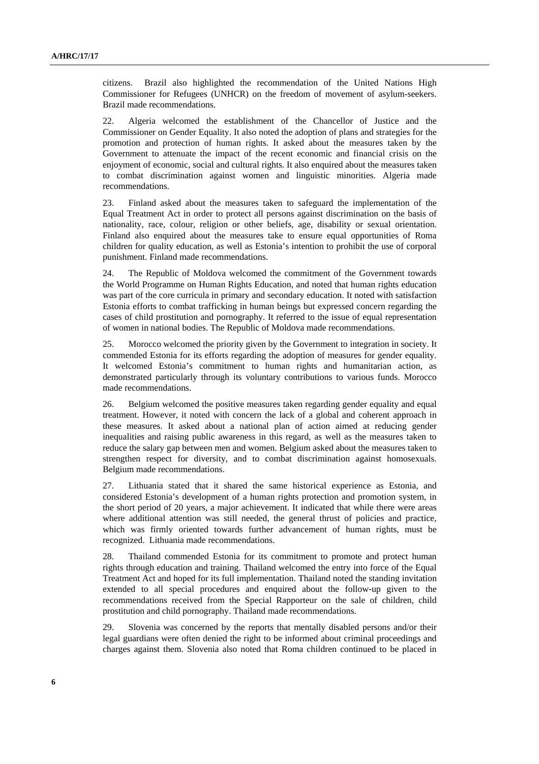citizens. Brazil also highlighted the recommendation of the United Nations High Commissioner for Refugees (UNHCR) on the freedom of movement of asylum-seekers. Brazil made recommendations.

22. Algeria welcomed the establishment of the Chancellor of Justice and the Commissioner on Gender Equality. It also noted the adoption of plans and strategies for the promotion and protection of human rights. It asked about the measures taken by the Government to attenuate the impact of the recent economic and financial crisis on the enjoyment of economic, social and cultural rights. It also enquired about the measures taken to combat discrimination against women and linguistic minorities. Algeria made recommendations.

23. Finland asked about the measures taken to safeguard the implementation of the Equal Treatment Act in order to protect all persons against discrimination on the basis of nationality, race, colour, religion or other beliefs, age, disability or sexual orientation. Finland also enquired about the measures take to ensure equal opportunities of Roma children for quality education, as well as Estonia's intention to prohibit the use of corporal punishment. Finland made recommendations.

24. The Republic of Moldova welcomed the commitment of the Government towards the World Programme on Human Rights Education, and noted that human rights education was part of the core curricula in primary and secondary education. It noted with satisfaction Estonia efforts to combat trafficking in human beings but expressed concern regarding the cases of child prostitution and pornography. It referred to the issue of equal representation of women in national bodies. The Republic of Moldova made recommendations.

25. Morocco welcomed the priority given by the Government to integration in society. It commended Estonia for its efforts regarding the adoption of measures for gender equality. It welcomed Estonia's commitment to human rights and humanitarian action, as demonstrated particularly through its voluntary contributions to various funds. Morocco made recommendations.

26. Belgium welcomed the positive measures taken regarding gender equality and equal treatment. However, it noted with concern the lack of a global and coherent approach in these measures. It asked about a national plan of action aimed at reducing gender inequalities and raising public awareness in this regard, as well as the measures taken to reduce the salary gap between men and women. Belgium asked about the measures taken to strengthen respect for diversity, and to combat discrimination against homosexuals. Belgium made recommendations.

27. Lithuania stated that it shared the same historical experience as Estonia, and considered Estonia's development of a human rights protection and promotion system, in the short period of 20 years, a major achievement. It indicated that while there were areas where additional attention was still needed, the general thrust of policies and practice, which was firmly oriented towards further advancement of human rights, must be recognized. Lithuania made recommendations.

28. Thailand commended Estonia for its commitment to promote and protect human rights through education and training. Thailand welcomed the entry into force of the Equal Treatment Act and hoped for its full implementation. Thailand noted the standing invitation extended to all special procedures and enquired about the follow-up given to the recommendations received from the Special Rapporteur on the sale of children, child prostitution and child pornography. Thailand made recommendations.

29. Slovenia was concerned by the reports that mentally disabled persons and/or their legal guardians were often denied the right to be informed about criminal proceedings and charges against them. Slovenia also noted that Roma children continued to be placed in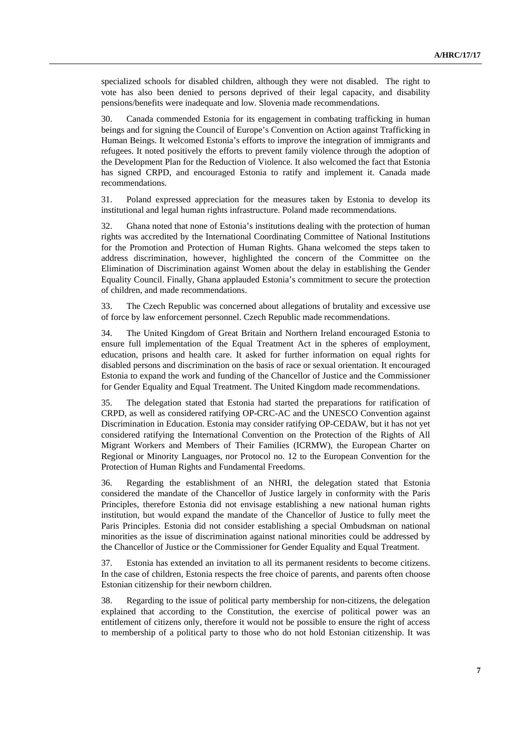specialized schools for disabled children, although they were not disabled. The right to vote has also been denied to persons deprived of their legal capacity, and disability pensions/benefits were inadequate and low. Slovenia made recommendations.

30. Canada commended Estonia for its engagement in combating trafficking in human beings and for signing the Council of Europe's Convention on Action against Trafficking in Human Beings. It welcomed Estonia's efforts to improve the integration of immigrants and refugees. It noted positively the efforts to prevent family violence through the adoption of the Development Plan for the Reduction of Violence. It also welcomed the fact that Estonia has signed CRPD, and encouraged Estonia to ratify and implement it. Canada made recommendations.

31. Poland expressed appreciation for the measures taken by Estonia to develop its institutional and legal human rights infrastructure. Poland made recommendations.

32. Ghana noted that none of Estonia's institutions dealing with the protection of human rights was accredited by the International Coordinating Committee of National Institutions for the Promotion and Protection of Human Rights. Ghana welcomed the steps taken to address discrimination, however, highlighted the concern of the Committee on the Elimination of Discrimination against Women about the delay in establishing the Gender Equality Council. Finally, Ghana applauded Estonia's commitment to secure the protection of children, and made recommendations.

33. The Czech Republic was concerned about allegations of brutality and excessive use of force by law enforcement personnel. Czech Republic made recommendations.

34. The United Kingdom of Great Britain and Northern Ireland encouraged Estonia to ensure full implementation of the Equal Treatment Act in the spheres of employment, education, prisons and health care. It asked for further information on equal rights for disabled persons and discrimination on the basis of race or sexual orientation. It encouraged Estonia to expand the work and funding of the Chancellor of Justice and the Commissioner for Gender Equality and Equal Treatment. The United Kingdom made recommendations.

35. The delegation stated that Estonia had started the preparations for ratification of CRPD, as well as considered ratifying OP-CRC-AC and the UNESCO Convention against Discrimination in Education. Estonia may consider ratifying OP-CEDAW, but it has not yet considered ratifying the International Convention on the Protection of the Rights of All Migrant Workers and Members of Their Families (ICRMW), the European Charter on Regional or Minority Languages, nor Protocol no. 12 to the European Convention for the Protection of Human Rights and Fundamental Freedoms.

36. Regarding the establishment of an NHRI, the delegation stated that Estonia considered the mandate of the Chancellor of Justice largely in conformity with the Paris Principles, therefore Estonia did not envisage establishing a new national human rights institution, but would expand the mandate of the Chancellor of Justice to fully meet the Paris Principles. Estonia did not consider establishing a special Ombudsman on national minorities as the issue of discrimination against national minorities could be addressed by the Chancellor of Justice or the Commissioner for Gender Equality and Equal Treatment.

37. Estonia has extended an invitation to all its permanent residents to become citizens. In the case of children, Estonia respects the free choice of parents, and parents often choose Estonian citizenship for their newborn children.

38. Regarding to the issue of political party membership for non-citizens, the delegation explained that according to the Constitution, the exercise of political power was an entitlement of citizens only, therefore it would not be possible to ensure the right of access to membership of a political party to those who do not hold Estonian citizenship. It was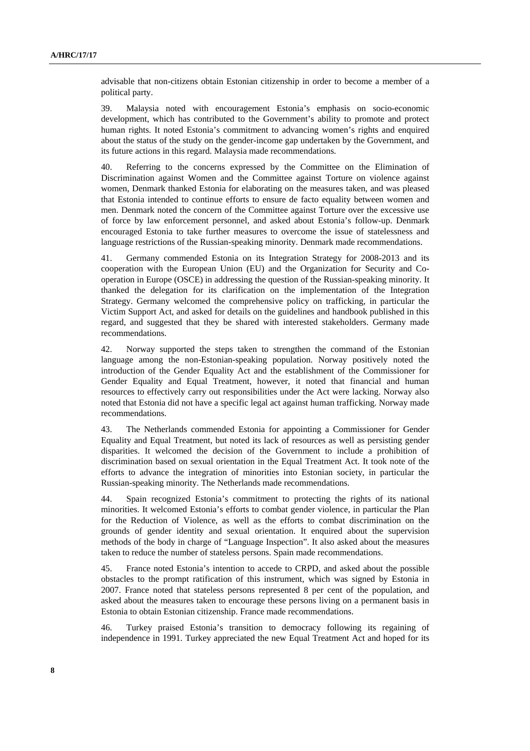advisable that non-citizens obtain Estonian citizenship in order to become a member of a political party.

39. Malaysia noted with encouragement Estonia's emphasis on socio-economic development, which has contributed to the Government's ability to promote and protect human rights. It noted Estonia's commitment to advancing women's rights and enquired about the status of the study on the gender-income gap undertaken by the Government, and its future actions in this regard. Malaysia made recommendations.

40. Referring to the concerns expressed by the Committee on the Elimination of Discrimination against Women and the Committee against Torture on violence against women, Denmark thanked Estonia for elaborating on the measures taken, and was pleased that Estonia intended to continue efforts to ensure de facto equality between women and men. Denmark noted the concern of the Committee against Torture over the excessive use of force by law enforcement personnel, and asked about Estonia's follow-up. Denmark encouraged Estonia to take further measures to overcome the issue of statelessness and language restrictions of the Russian-speaking minority. Denmark made recommendations.

41. Germany commended Estonia on its Integration Strategy for 2008-2013 and its cooperation with the European Union (EU) and the Organization for Security and Co-operation in Europe (OSCE) in addressing the question of the Russian-speaking minority. It thanked the delegation for its clarification on the implementation of the Integration Strategy. Germany welcomed the comprehensive policy on trafficking, in particular the Victim Support Act, and asked for details on the guidelines and handbook published in this regard, and suggested that they be shared with interested stakeholders. Germany made recommendations.

42. Norway supported the steps taken to strengthen the command of the Estonian language among the non-Estonian-speaking population. Norway positively noted the introduction of the Gender Equality Act and the establishment of the Commissioner for Gender Equality and Equal Treatment, however, it noted that financial and human resources to effectively carry out responsibilities under the Act were lacking. Norway also noted that Estonia did not have a specific legal act against human trafficking. Norway made recommendations.

43. The Netherlands commended Estonia for appointing a Commissioner for Gender Equality and Equal Treatment, but noted its lack of resources as well as persisting gender disparities. It welcomed the decision of the Government to include a prohibition of discrimination based on sexual orientation in the Equal Treatment Act. It took note of the efforts to advance the integration of minorities into Estonian society, in particular the Russian-speaking minority. The Netherlands made recommendations.

44. Spain recognized Estonia's commitment to protecting the rights of its national minorities. It welcomed Estonia's efforts to combat gender violence, in particular the Plan for the Reduction of Violence, as well as the efforts to combat discrimination on the grounds of gender identity and sexual orientation. It enquired about the supervision methods of the body in charge of "Language Inspection". It also asked about the measures taken to reduce the number of stateless persons. Spain made recommendations.

45. France noted Estonia's intention to accede to CRPD, and asked about the possible obstacles to the prompt ratification of this instrument, which was signed by Estonia in 2007. France noted that stateless persons represented 8 per cent of the population, and asked about the measures taken to encourage these persons living on a permanent basis in Estonia to obtain Estonian citizenship. France made recommendations.

46. Turkey praised Estonia's transition to democracy following its regaining of independence in 1991. Turkey appreciated the new Equal Treatment Act and hoped for its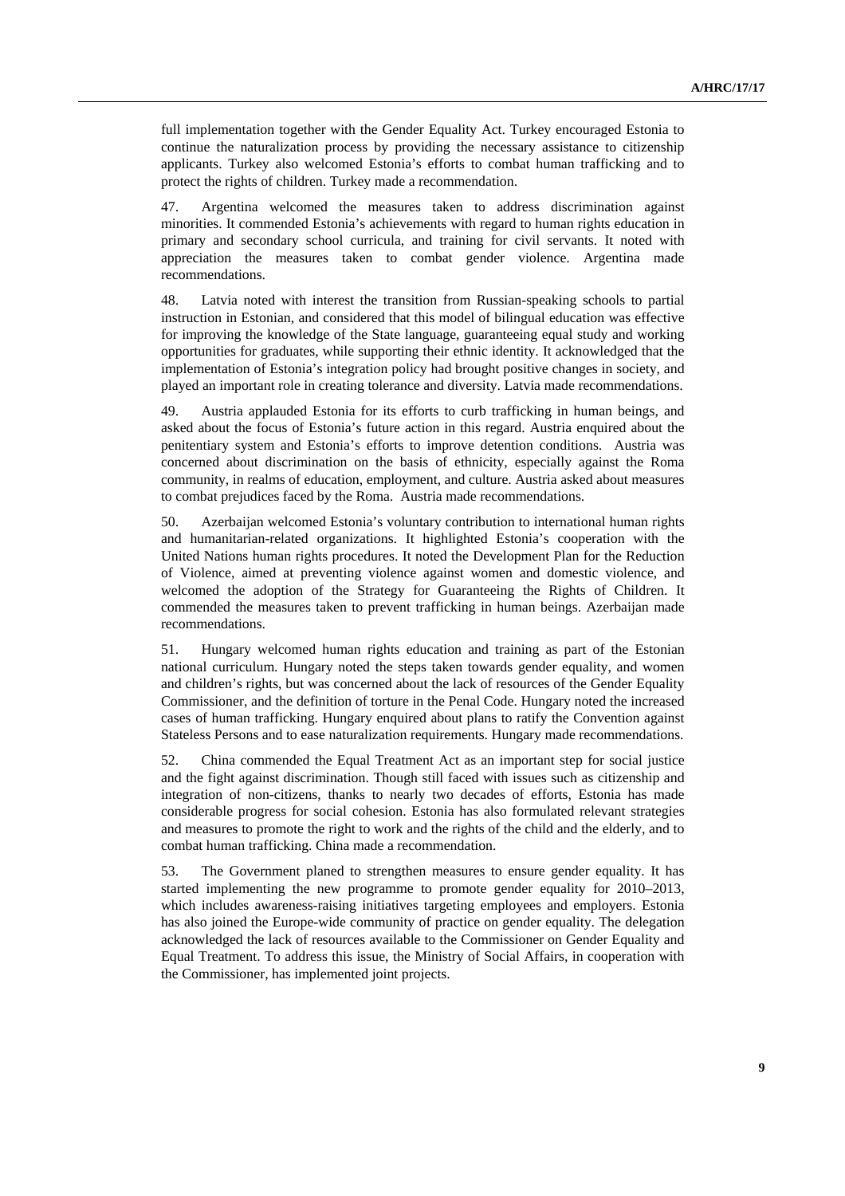full implementation together with the Gender Equality Act. Turkey encouraged Estonia to continue the naturalization process by providing the necessary assistance to citizenship applicants. Turkey also welcomed Estonia's efforts to combat human trafficking and to protect the rights of children. Turkey made a recommendation.

47. Argentina welcomed the measures taken to address discrimination against minorities. It commended Estonia's achievements with regard to human rights education in primary and secondary school curricula, and training for civil servants. It noted with appreciation the measures taken to combat gender violence. Argentina made recommendations.

48. Latvia noted with interest the transition from Russian-speaking schools to partial instruction in Estonian, and considered that this model of bilingual education was effective for improving the knowledge of the State language, guaranteeing equal study and working opportunities for graduates, while supporting their ethnic identity. It acknowledged that the implementation of Estonia's integration policy had brought positive changes in society, and played an important role in creating tolerance and diversity. Latvia made recommendations.

49. Austria applauded Estonia for its efforts to curb trafficking in human beings, and asked about the focus of Estonia's future action in this regard. Austria enquired about the penitentiary system and Estonia's efforts to improve detention conditions. Austria was concerned about discrimination on the basis of ethnicity, especially against the Roma community, in realms of education, employment, and culture. Austria asked about measures to combat prejudices faced by the Roma. Austria made recommendations.

50. Azerbaijan welcomed Estonia's voluntary contribution to international human rights and humanitarian-related organizations. It highlighted Estonia's cooperation with the United Nations human rights procedures. It noted the Development Plan for the Reduction of Violence, aimed at preventing violence against women and domestic violence, and welcomed the adoption of the Strategy for Guaranteeing the Rights of Children. It commended the measures taken to prevent trafficking in human beings. Azerbaijan made recommendations.

51. Hungary welcomed human rights education and training as part of the Estonian national curriculum. Hungary noted the steps taken towards gender equality, and women and children's rights, but was concerned about the lack of resources of the Gender Equality Commissioner, and the definition of torture in the Penal Code. Hungary noted the increased cases of human trafficking. Hungary enquired about plans to ratify the Convention against Stateless Persons and to ease naturalization requirements. Hungary made recommendations.

52. China commended the Equal Treatment Act as an important step for social justice and the fight against discrimination. Though still faced with issues such as citizenship and integration of non-citizens, thanks to nearly two decades of efforts, Estonia has made considerable progress for social cohesion. Estonia has also formulated relevant strategies and measures to promote the right to work and the rights of the child and the elderly, and to combat human trafficking. China made a recommendation.

53. The Government planed to strengthen measures to ensure gender equality. It has started implementing the new programme to promote gender equality for 2010–2013, which includes awareness-raising initiatives targeting employees and employers. Estonia has also joined the Europe-wide community of practice on gender equality. The delegation acknowledged the lack of resources available to the Commissioner on Gender Equality and Equal Treatment. To address this issue, the Ministry of Social Affairs, in cooperation with the Commissioner, has implemented joint projects.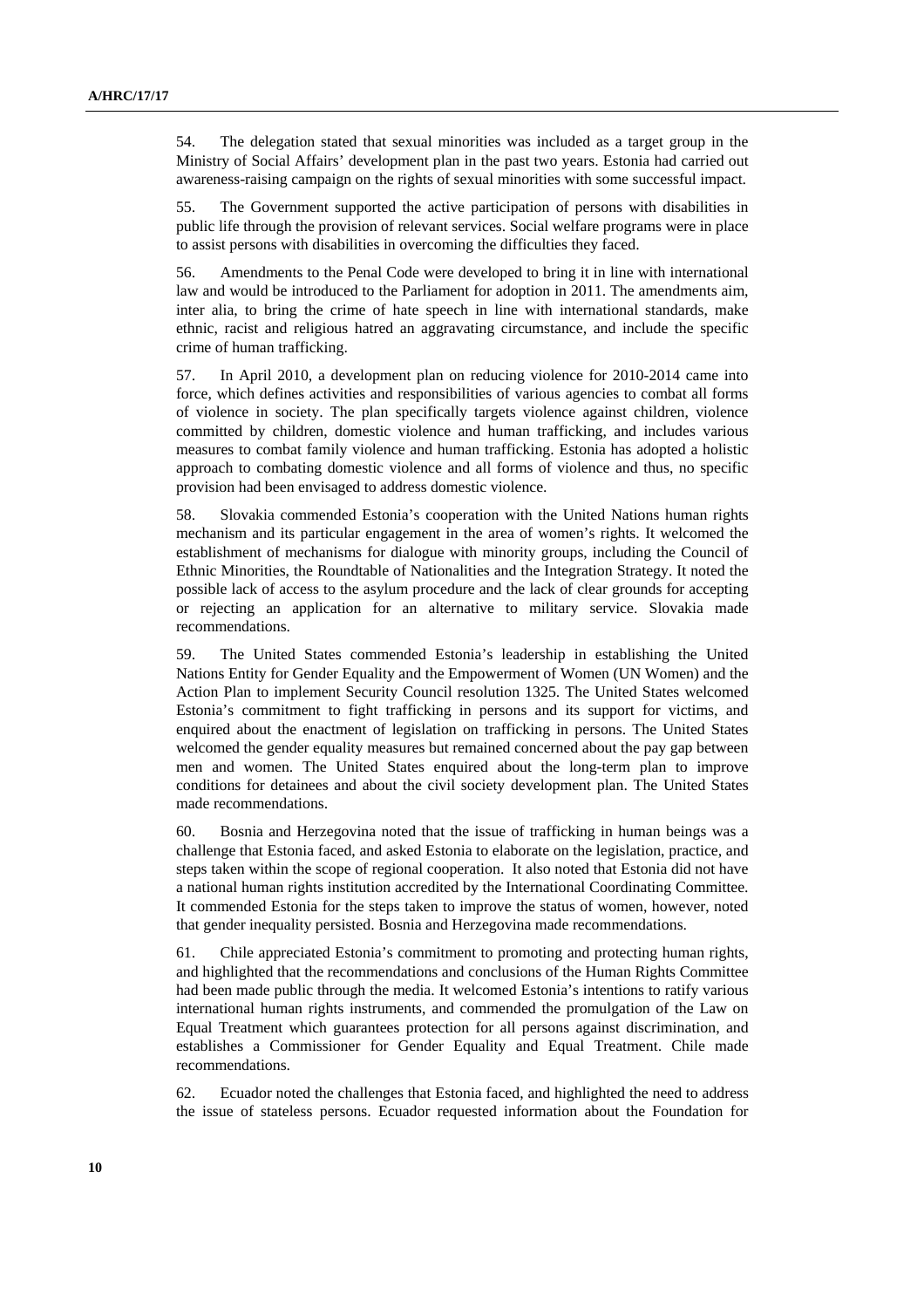54. The delegation stated that sexual minorities was included as a target group in the Ministry of Social Affairs' development plan in the past two years. Estonia had carried out awareness-raising campaign on the rights of sexual minorities with some successful impact.

55. The Government supported the active participation of persons with disabilities in public life through the provision of relevant services. Social welfare programs were in place to assist persons with disabilities in overcoming the difficulties they faced.

56. Amendments to the Penal Code were developed to bring it in line with international law and would be introduced to the Parliament for adoption in 2011. The amendments aim, inter alia, to bring the crime of hate speech in line with international standards, make ethnic, racist and religious hatred an aggravating circumstance, and include the specific crime of human trafficking.

57. In April 2010, a development plan on reducing violence for 2010-2014 came into force, which defines activities and responsibilities of various agencies to combat all forms of violence in society. The plan specifically targets violence against children, violence committed by children, domestic violence and human trafficking, and includes various measures to combat family violence and human trafficking. Estonia has adopted a holistic approach to combating domestic violence and all forms of violence and thus, no specific provision had been envisaged to address domestic violence.

58. Slovakia commended Estonia's cooperation with the United Nations human rights mechanism and its particular engagement in the area of women's rights. It welcomed the establishment of mechanisms for dialogue with minority groups, including the Council of Ethnic Minorities, the Roundtable of Nationalities and the Integration Strategy. It noted the possible lack of access to the asylum procedure and the lack of clear grounds for accepting or rejecting an application for an alternative to military service. Slovakia made recommendations.

59. The United States commended Estonia's leadership in establishing the United Nations Entity for Gender Equality and the Empowerment of Women (UN Women) and the Action Plan to implement Security Council resolution 1325. The United States welcomed Estonia's commitment to fight trafficking in persons and its support for victims, and enquired about the enactment of legislation on trafficking in persons. The United States welcomed the gender equality measures but remained concerned about the pay gap between men and women. The United States enquired about the long-term plan to improve conditions for detainees and about the civil society development plan. The United States made recommendations.

60. Bosnia and Herzegovina noted that the issue of trafficking in human beings was a challenge that Estonia faced, and asked Estonia to elaborate on the legislation, practice, and steps taken within the scope of regional cooperation. It also noted that Estonia did not have a national human rights institution accredited by the International Coordinating Committee. It commended Estonia for the steps taken to improve the status of women, however, noted that gender inequality persisted. Bosnia and Herzegovina made recommendations.

61. Chile appreciated Estonia's commitment to promoting and protecting human rights, and highlighted that the recommendations and conclusions of the Human Rights Committee had been made public through the media. It welcomed Estonia's intentions to ratify various international human rights instruments, and commended the promulgation of the Law on Equal Treatment which guarantees protection for all persons against discrimination, and establishes a Commissioner for Gender Equality and Equal Treatment. Chile made recommendations.

62. Ecuador noted the challenges that Estonia faced, and highlighted the need to address the issue of stateless persons. Ecuador requested information about the Foundation for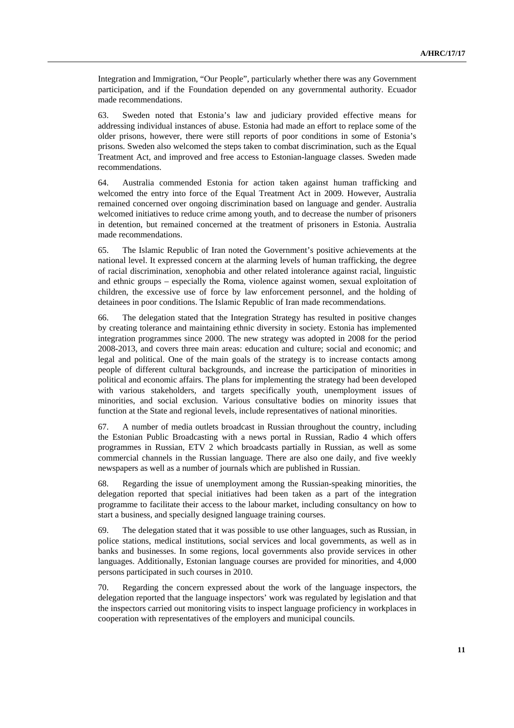Integration and Immigration, "Our People", particularly whether there was any Government participation, and if the Foundation depended on any governmental authority. Ecuador made recommendations.

63. Sweden noted that Estonia's law and judiciary provided effective means for addressing individual instances of abuse. Estonia had made an effort to replace some of the older prisons, however, there were still reports of poor conditions in some of Estonia's prisons. Sweden also welcomed the steps taken to combat discrimination, such as the Equal Treatment Act, and improved and free access to Estonian-language classes. Sweden made recommendations.

64. Australia commended Estonia for action taken against human trafficking and welcomed the entry into force of the Equal Treatment Act in 2009. However, Australia remained concerned over ongoing discrimination based on language and gender. Australia welcomed initiatives to reduce crime among youth, and to decrease the number of prisoners in detention, but remained concerned at the treatment of prisoners in Estonia. Australia made recommendations.

65. The Islamic Republic of Iran noted the Government's positive achievements at the national level. It expressed concern at the alarming levels of human trafficking, the degree of racial discrimination, xenophobia and other related intolerance against racial, linguistic and ethnic groups – especially the Roma, violence against women, sexual exploitation of children, the excessive use of force by law enforcement personnel, and the holding of detainees in poor conditions. The Islamic Republic of Iran made recommendations.

66. The delegation stated that the Integration Strategy has resulted in positive changes by creating tolerance and maintaining ethnic diversity in society. Estonia has implemented integration programmes since 2000. The new strategy was adopted in 2008 for the period 2008-2013, and covers three main areas: education and culture; social and economic; and legal and political. One of the main goals of the strategy is to increase contacts among people of different cultural backgrounds, and increase the participation of minorities in political and economic affairs. The plans for implementing the strategy had been developed with various stakeholders, and targets specifically youth, unemployment issues of minorities, and social exclusion. Various consultative bodies on minority issues that function at the State and regional levels, include representatives of national minorities.

67. A number of media outlets broadcast in Russian throughout the country, including the Estonian Public Broadcasting with a news portal in Russian, Radio 4 which offers programmes in Russian, ETV 2 which broadcasts partially in Russian, as well as some commercial channels in the Russian language. There are also one daily, and five weekly newspapers as well as a number of journals which are published in Russian.

68. Regarding the issue of unemployment among the Russian-speaking minorities, the delegation reported that special initiatives had been taken as a part of the integration programme to facilitate their access to the labour market, including consultancy on how to start a business, and specially designed language training courses.

69. The delegation stated that it was possible to use other languages, such as Russian, in police stations, medical institutions, social services and local governments, as well as in banks and businesses. In some regions, local governments also provide services in other languages. Additionally, Estonian language courses are provided for minorities, and 4,000 persons participated in such courses in 2010.

70. Regarding the concern expressed about the work of the language inspectors, the delegation reported that the language inspectors' work was regulated by legislation and that the inspectors carried out monitoring visits to inspect language proficiency in workplaces in cooperation with representatives of the employers and municipal councils.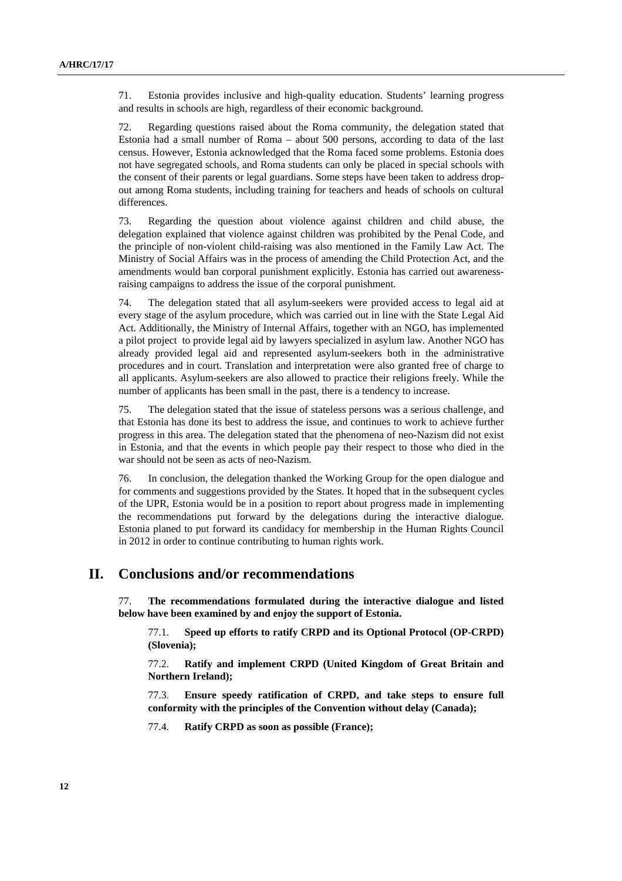71. Estonia provides inclusive and high-quality education. Students' learning progress and results in schools are high, regardless of their economic background.

72. Regarding questions raised about the Roma community, the delegation stated that Estonia had a small number of Roma – about 500 persons, according to data of the last census. However, Estonia acknowledged that the Roma faced some problems. Estonia does not have segregated schools, and Roma students can only be placed in special schools with the consent of their parents or legal guardians. Some steps have been taken to address drop-out among Roma students, including training for teachers and heads of schools on cultural differences.

73. Regarding the question about violence against children and child abuse, the delegation explained that violence against children was prohibited by the Penal Code, and the principle of non-violent child-raising was also mentioned in the Family Law Act. The Ministry of Social Affairs was in the process of amending the Child Protection Act, and the amendments would ban corporal punishment explicitly. Estonia has carried out awareness-raising campaigns to address the issue of the corporal punishment.

74. The delegation stated that all asylum-seekers were provided access to legal aid at every stage of the asylum procedure, which was carried out in line with the State Legal Aid Act. Additionally, the Ministry of Internal Affairs, together with an NGO, has implemented a pilot project to provide legal aid by lawyers specialized in asylum law. Another NGO has already provided legal aid and represented asylum-seekers both in the administrative procedures and in court. Translation and interpretation were also granted free of charge to all applicants. Asylum-seekers are also allowed to practice their religions freely. While the number of applicants has been small in the past, there is a tendency to increase.

75. The delegation stated that the issue of stateless persons was a serious challenge, and that Estonia has done its best to address the issue, and continues to work to achieve further progress in this area. The delegation stated that the phenomena of neo-Nazism did not exist in Estonia, and that the events in which people pay their respect to those who died in the war should not be seen as acts of neo-Nazism.

76. In conclusion, the delegation thanked the Working Group for the open dialogue and for comments and suggestions provided by the States. It hoped that in the subsequent cycles of the UPR, Estonia would be in a position to report about progress made in implementing the recommendations put forward by the delegations during the interactive dialogue. Estonia planed to put forward its candidacy for membership in the Human Rights Council in 2012 in order to continue contributing to human rights work.

# II. Conclusions and/or recommendations

77. **The recommendations formulated during the interactive dialogue and listed below have been examined by and enjoy the support of Estonia.**

77.1. **Speed up efforts to ratify CRPD and its Optional Protocol (OP-CRPD) (Slovenia);**

77.2. **Ratify and implement CRPD (United Kingdom of Great Britain and Northern Ireland);**

77.3. **Ensure speedy ratification of CRPD, and take steps to ensure full conformity with the principles of the Convention without delay (Canada);**

77.4. **Ratify CRPD as soon as possible (France);**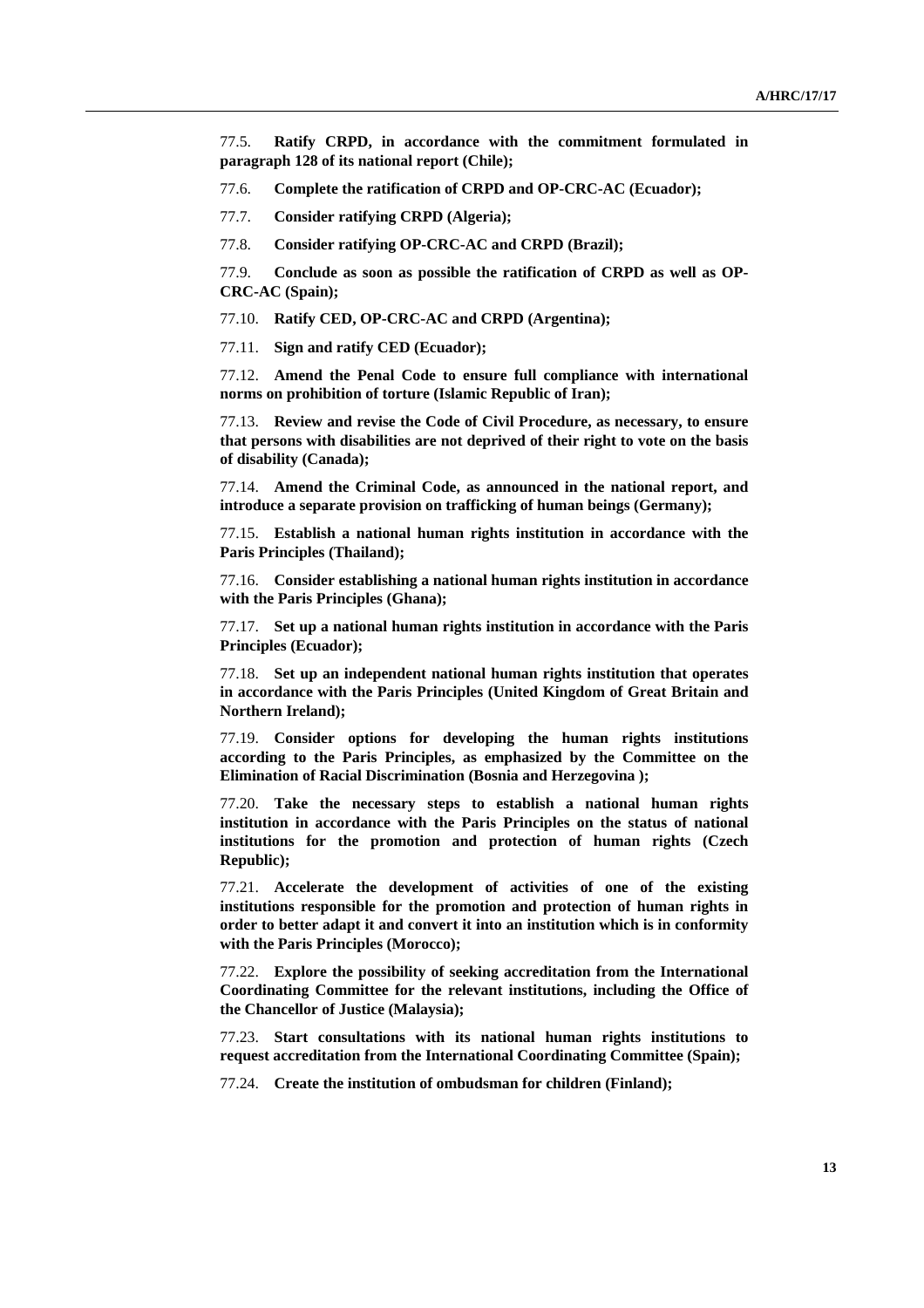77.5. **Ratify CRPD, in accordance with the commitment formulated in paragraph 128 of its national report (Chile);**

77.6. **Complete the ratification of CRPD and OP-CRC-AC (Ecuador);**

77.7. **Consider ratifying CRPD (Algeria);**

77.8. **Consider ratifying OP-CRC-AC and CRPD (Brazil);**

77.9. **Conclude as soon as possible the ratification of CRPD as well as OP-CRC-AC (Spain);**

77.10. **Ratify CED, OP-CRC-AC and CRPD (Argentina);**

77.11. **Sign and ratify CED (Ecuador);**

77.12. **Amend the Penal Code to ensure full compliance with international norms on prohibition of torture (Islamic Republic of Iran);**

77.13. **Review and revise the Code of Civil Procedure, as necessary, to ensure that persons with disabilities are not deprived of their right to vote on the basis of disability (Canada);**

77.14. **Amend the Criminal Code, as announced in the national report, and introduce a separate provision on trafficking of human beings (Germany);**

77.15. **Establish a national human rights institution in accordance with the Paris Principles (Thailand);**

77.16. **Consider establishing a national human rights institution in accordance with the Paris Principles (Ghana);**

77.17. **Set up a national human rights institution in accordance with the Paris Principles (Ecuador);**

77.18. **Set up an independent national human rights institution that operates in accordance with the Paris Principles (United Kingdom of Great Britain and Northern Ireland);**

77.19. **Consider options for developing the human rights institutions according to the Paris Principles, as emphasized by the Committee on the Elimination of Racial Discrimination (Bosnia and Herzegovina );**

77.20. **Take the necessary steps to establish a national human rights institution in accordance with the Paris Principles on the status of national institutions for the promotion and protection of human rights (Czech Republic);**

77.21. **Accelerate the development of activities of one of the existing institutions responsible for the promotion and protection of human rights in order to better adapt it and convert it into an institution which is in conformity with the Paris Principles (Morocco);**

77.22. **Explore the possibility of seeking accreditation from the International Coordinating Committee for the relevant institutions, including the Office of the Chancellor of Justice (Malaysia);**

77.23. **Start consultations with its national human rights institutions to request accreditation from the International Coordinating Committee (Spain);**

77.24. **Create the institution of ombudsman for children (Finland);**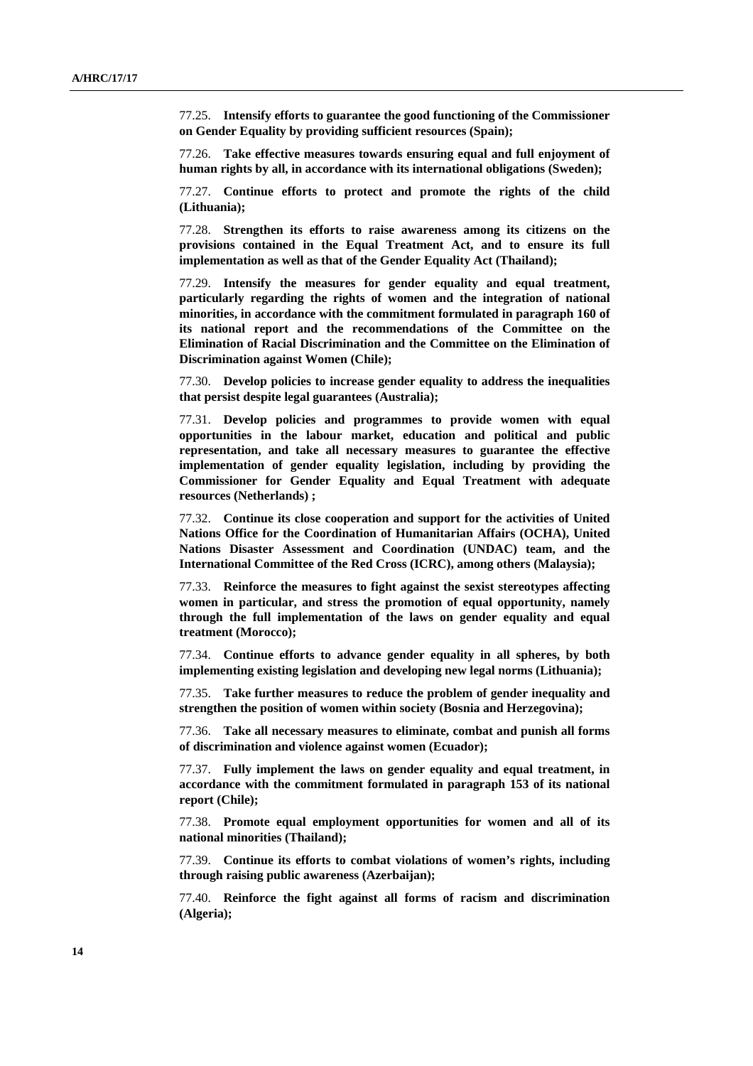77.25. **Intensify efforts to guarantee the good functioning of the Commissioner on Gender Equality by providing sufficient resources (Spain);**

77.26. **Take effective measures towards ensuring equal and full enjoyment of human rights by all, in accordance with its international obligations (Sweden);**

77.27. **Continue efforts to protect and promote the rights of the child (Lithuania);**

77.28. **Strengthen its efforts to raise awareness among its citizens on the provisions contained in the Equal Treatment Act, and to ensure its full implementation as well as that of the Gender Equality Act (Thailand);**

77.29. **Intensify the measures for gender equality and equal treatment, particularly regarding the rights of women and the integration of national minorities, in accordance with the commitment formulated in paragraph 160 of its national report and the recommendations of the Committee on the Elimination of Racial Discrimination and the Committee on the Elimination of Discrimination against Women (Chile);**

77.30. **Develop policies to increase gender equality to address the inequalities that persist despite legal guarantees (Australia);**

77.31. **Develop policies and programmes to provide women with equal opportunities in the labour market, education and political and public representation, and take all necessary measures to guarantee the effective implementation of gender equality legislation, including by providing the Commissioner for Gender Equality and Equal Treatment with adequate resources (Netherlands) ;**

77.32. **Continue its close cooperation and support for the activities of United Nations Office for the Coordination of Humanitarian Affairs (OCHA), United Nations Disaster Assessment and Coordination (UNDAC) team, and the International Committee of the Red Cross (ICRC), among others (Malaysia);**

77.33. **Reinforce the measures to fight against the sexist stereotypes affecting women in particular, and stress the promotion of equal opportunity, namely through the full implementation of the laws on gender equality and equal treatment (Morocco);**

77.34. **Continue efforts to advance gender equality in all spheres, by both implementing existing legislation and developing new legal norms (Lithuania);**

77.35. **Take further measures to reduce the problem of gender inequality and strengthen the position of women within society (Bosnia and Herzegovina);**

77.36. **Take all necessary measures to eliminate, combat and punish all forms of discrimination and violence against women (Ecuador);**

77.37. **Fully implement the laws on gender equality and equal treatment, in accordance with the commitment formulated in paragraph 153 of its national report (Chile);**

77.38. **Promote equal employment opportunities for women and all of its national minorities (Thailand);**

77.39. **Continue its efforts to combat violations of women's rights, including through raising public awareness (Azerbaijan);**

77.40. **Reinforce the fight against all forms of racism and discrimination (Algeria);**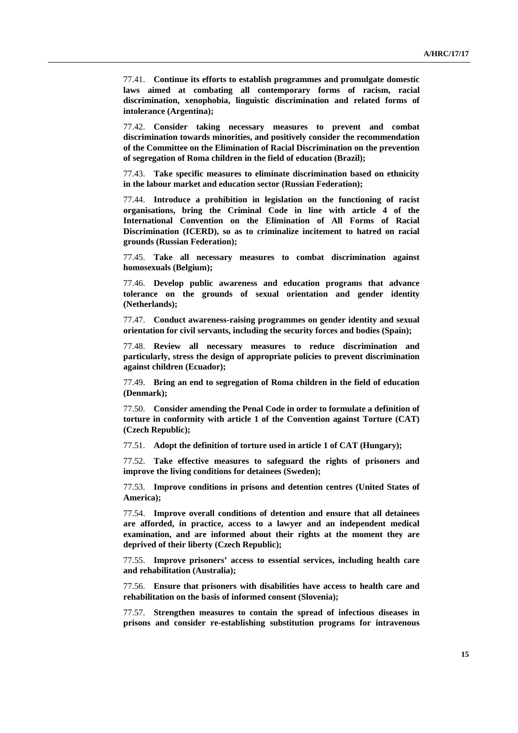77.41. **Continue its efforts to establish programmes and promulgate domestic laws aimed at combating all contemporary forms of racism, racial discrimination, xenophobia, linguistic discrimination and related forms of intolerance (Argentina);**

77.42. **Consider taking necessary measures to prevent and combat discrimination towards minorities, and positively consider the recommendation of the Committee on the Elimination of Racial Discrimination on the prevention of segregation of Roma children in the field of education (Brazil);**

77.43. **Take specific measures to eliminate discrimination based on ethnicity in the labour market and education sector (Russian Federation);**

77.44. **Introduce a prohibition in legislation on the functioning of racist organisations, bring the Criminal Code in line with article 4 of the International Convention on the Elimination of All Forms of Racial Discrimination (ICERD), so as to criminalize incitement to hatred on racial grounds (Russian Federation);**

77.45. **Take all necessary measures to combat discrimination against homosexuals (Belgium);**

77.46. **Develop public awareness and education programs that advance tolerance on the grounds of sexual orientation and gender identity (Netherlands);**

77.47. **Conduct awareness-raising programmes on gender identity and sexual orientation for civil servants, including the security forces and bodies (Spain);**

77.48. **Review all necessary measures to reduce discrimination and particularly, stress the design of appropriate policies to prevent discrimination against children (Ecuador);**

77.49. **Bring an end to segregation of Roma children in the field of education (Denmark);**

77.50. **Consider amending the Penal Code in order to formulate a definition of torture in conformity with article 1 of the Convention against Torture (CAT) (Czech Republic);**

77.51. **Adopt the definition of torture used in article 1 of CAT (Hungary);**

77.52. **Take effective measures to safeguard the rights of prisoners and improve the living conditions for detainees (Sweden);**

77.53. **Improve conditions in prisons and detention centres (United States of America);**

77.54. **Improve overall conditions of detention and ensure that all detainees are afforded, in practice, access to a lawyer and an independent medical examination, and are informed about their rights at the moment they are deprived of their liberty (Czech Republic);**

77.55. **Improve prisoners' access to essential services, including health care and rehabilitation (Australia);**

77.56. **Ensure that prisoners with disabilities have access to health care and rehabilitation on the basis of informed consent (Slovenia);**

77.57. **Strengthen measures to contain the spread of infectious diseases in prisons and consider re-establishing substitution programs for intravenous**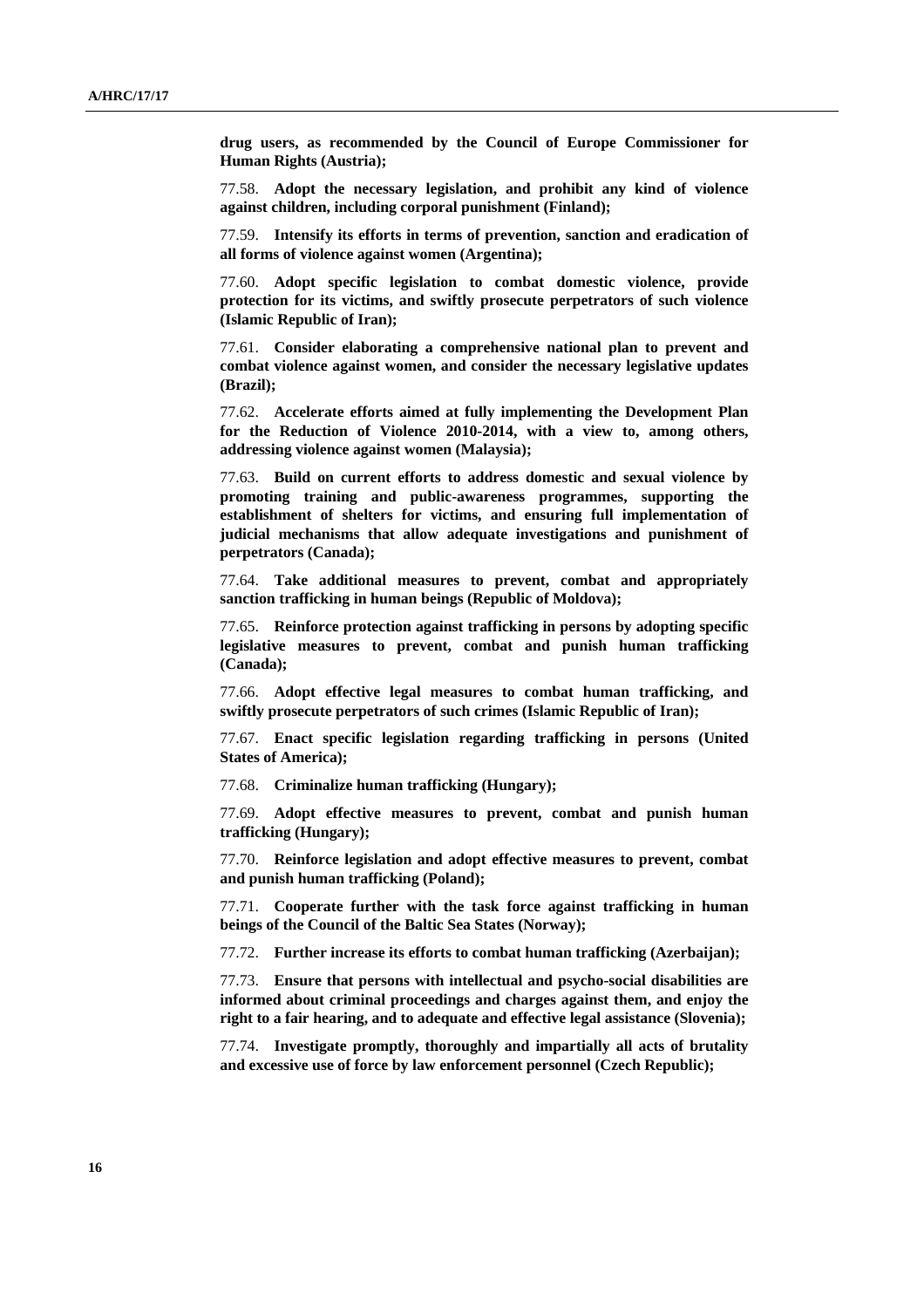**drug users, as recommended by the Council of Europe Commissioner for Human Rights (Austria);**

77.58. **Adopt the necessary legislation, and prohibit any kind of violence against children, including corporal punishment (Finland);**

77.59. **Intensify its efforts in terms of prevention, sanction and eradication of all forms of violence against women (Argentina);**

77.60. **Adopt specific legislation to combat domestic violence, provide protection for its victims, and swiftly prosecute perpetrators of such violence (Islamic Republic of Iran);**

77.61. **Consider elaborating a comprehensive national plan to prevent and combat violence against women, and consider the necessary legislative updates (Brazil);**

77.62. **Accelerate efforts aimed at fully implementing the Development Plan for the Reduction of Violence 2010-2014, with a view to, among others, addressing violence against women (Malaysia);**

77.63. **Build on current efforts to address domestic and sexual violence by promoting training and public-awareness programmes, supporting the establishment of shelters for victims, and ensuring full implementation of judicial mechanisms that allow adequate investigations and punishment of perpetrators (Canada);**

77.64. **Take additional measures to prevent, combat and appropriately sanction trafficking in human beings (Republic of Moldova);**

77.65. **Reinforce protection against trafficking in persons by adopting specific legislative measures to prevent, combat and punish human trafficking (Canada);**

77.66. **Adopt effective legal measures to combat human trafficking, and swiftly prosecute perpetrators of such crimes (Islamic Republic of Iran);**

77.67. **Enact specific legislation regarding trafficking in persons (United States of America);**

77.68. **Criminalize human trafficking (Hungary);**

77.69. **Adopt effective measures to prevent, combat and punish human trafficking (Hungary);**

77.70. **Reinforce legislation and adopt effective measures to prevent, combat and punish human trafficking (Poland);**

77.71. **Cooperate further with the task force against trafficking in human beings of the Council of the Baltic Sea States (Norway);**

77.72. **Further increase its efforts to combat human trafficking (Azerbaijan);**

77.73. **Ensure that persons with intellectual and psycho-social disabilities are informed about criminal proceedings and charges against them, and enjoy the right to a fair hearing, and to adequate and effective legal assistance (Slovenia);**

77.74. **Investigate promptly, thoroughly and impartially all acts of brutality and excessive use of force by law enforcement personnel (Czech Republic);**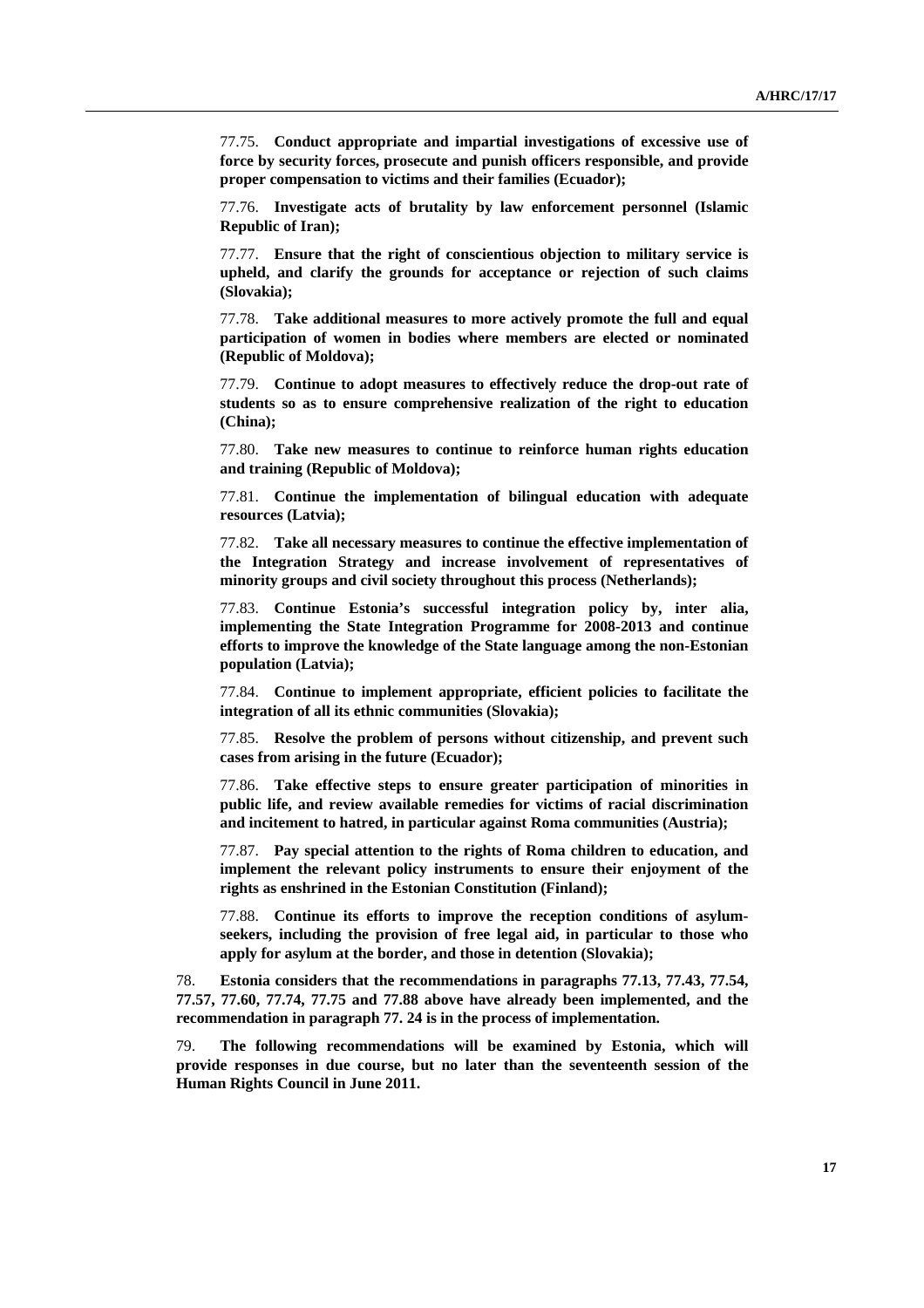77.75. **Conduct appropriate and impartial investigations of excessive use of force by security forces, prosecute and punish officers responsible, and provide proper compensation to victims and their families (Ecuador);**

77.76. **Investigate acts of brutality by law enforcement personnel (Islamic Republic of Iran);**

77.77. **Ensure that the right of conscientious objection to military service is upheld, and clarify the grounds for acceptance or rejection of such claims (Slovakia);**

77.78. **Take additional measures to more actively promote the full and equal participation of women in bodies where members are elected or nominated (Republic of Moldova);**

77.79. **Continue to adopt measures to effectively reduce the drop-out rate of students so as to ensure comprehensive realization of the right to education (China);**

77.80. **Take new measures to continue to reinforce human rights education and training (Republic of Moldova);**

77.81. **Continue the implementation of bilingual education with adequate resources (Latvia);**

77.82. **Take all necessary measures to continue the effective implementation of the Integration Strategy and increase involvement of representatives of minority groups and civil society throughout this process (Netherlands);**

77.83. **Continue Estonia's successful integration policy by, inter alia, implementing the State Integration Programme for 2008-2013 and continue efforts to improve the knowledge of the State language among the non-Estonian population (Latvia);**

77.84. **Continue to implement appropriate, efficient policies to facilitate the integration of all its ethnic communities (Slovakia);**

77.85. **Resolve the problem of persons without citizenship, and prevent such cases from arising in the future (Ecuador);**

77.86. **Take effective steps to ensure greater participation of minorities in public life, and review available remedies for victims of racial discrimination and incitement to hatred, in particular against Roma communities (Austria);**

77.87. **Pay special attention to the rights of Roma children to education, and implement the relevant policy instruments to ensure their enjoyment of the rights as enshrined in the Estonian Constitution (Finland);**

77.88. **Continue its efforts to improve the reception conditions of asylum-seekers, including the provision of free legal aid, in particular to those who apply for asylum at the border, and those in detention (Slovakia);**

78. **Estonia considers that the recommendations in paragraphs 77.13, 77.43, 77.54, 77.57, 77.60, 77.74, 77.75 and 77.88 above have already been implemented, and the recommendation in paragraph 77. 24 is in the process of implementation.**

79. **The following recommendations will be examined by Estonia, which will provide responses in due course, but no later than the seventeenth session of the Human Rights Council in June 2011.**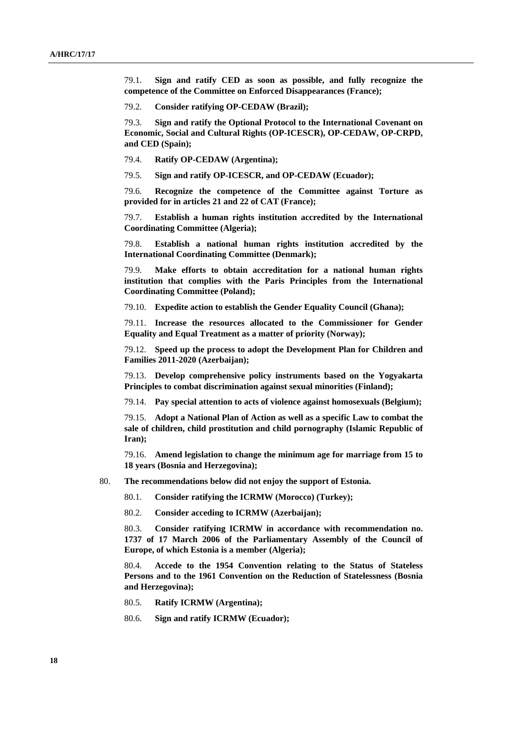79.1. **Sign and ratify CED as soon as possible, and fully recognize the competence of the Committee on Enforced Disappearances (France);**

79.2. **Consider ratifying OP-CEDAW (Brazil);**

79.3. **Sign and ratify the Optional Protocol to the International Covenant on Economic, Social and Cultural Rights (OP-ICESCR), OP-CEDAW, OP-CRPD, and CED (Spain);**

79.4. **Ratify OP-CEDAW (Argentina);**

79.5. **Sign and ratify OP-ICESCR, and OP-CEDAW (Ecuador);**

79.6. **Recognize the competence of the Committee against Torture as provided for in articles 21 and 22 of CAT (France);**

79.7. **Establish a human rights institution accredited by the International Coordinating Committee (Algeria);**

79.8. **Establish a national human rights institution accredited by the International Coordinating Committee (Denmark);**

79.9. **Make efforts to obtain accreditation for a national human rights institution that complies with the Paris Principles from the International Coordinating Committee (Poland);**

79.10. **Expedite action to establish the Gender Equality Council (Ghana);**

79.11. **Increase the resources allocated to the Commissioner for Gender Equality and Equal Treatment as a matter of priority (Norway);**

79.12. **Speed up the process to adopt the Development Plan for Children and Families 2011-2020 (Azerbaijan);**

79.13. **Develop comprehensive policy instruments based on the Yogyakarta Principles to combat discrimination against sexual minorities (Finland);**

79.14. **Pay special attention to acts of violence against homosexuals (Belgium);**

79.15. **Adopt a National Plan of Action as well as a specific Law to combat the sale of children, child prostitution and child pornography (Islamic Republic of Iran);**

79.16. **Amend legislation to change the minimum age for marriage from 15 to 18 years (Bosnia and Herzegovina);**

80. **The recommendations below did not enjoy the support of Estonia.**

80.1. **Consider ratifying the ICRMW (Morocco) (Turkey);**

80.2. **Consider acceding to ICRMW (Azerbaijan);**

80.3. **Consider ratifying ICRMW in accordance with recommendation no. 1737 of 17 March 2006 of the Parliamentary Assembly of the Council of Europe, of which Estonia is a member (Algeria);**

80.4. **Accede to the 1954 Convention relating to the Status of Stateless Persons and to the 1961 Convention on the Reduction of Statelessness (Bosnia and Herzegovina);**

80.5. **Ratify ICRMW (Argentina);**

80.6. **Sign and ratify ICRMW (Ecuador);**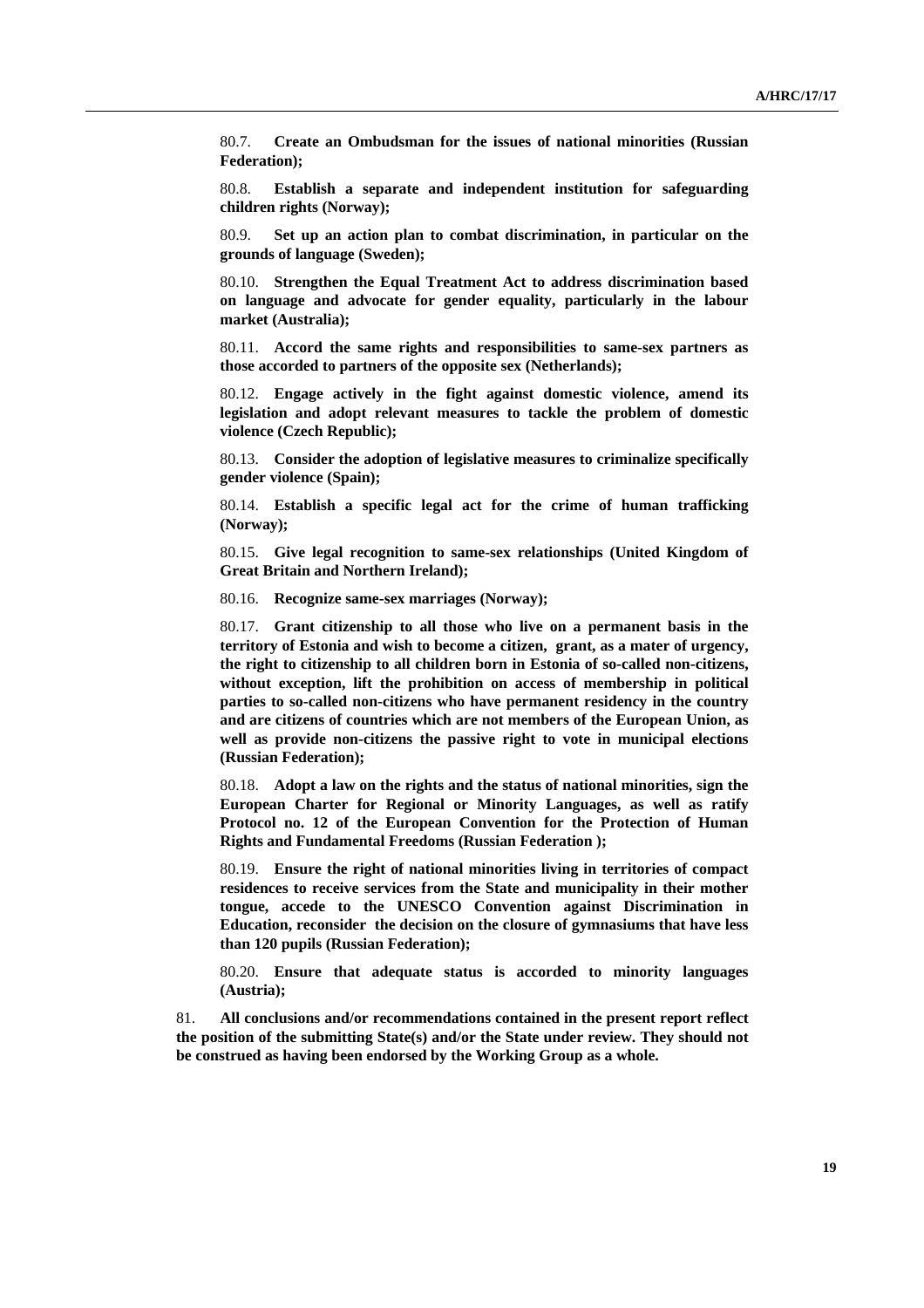80.7. **Create an Ombudsman for the issues of national minorities (Russian Federation);**

80.8. **Establish a separate and independent institution for safeguarding children rights (Norway);**

80.9. **Set up an action plan to combat discrimination, in particular on the grounds of language (Sweden);**

80.10. **Strengthen the Equal Treatment Act to address discrimination based on language and advocate for gender equality, particularly in the labour market (Australia);**

80.11. **Accord the same rights and responsibilities to same-sex partners as those accorded to partners of the opposite sex (Netherlands);**

80.12. **Engage actively in the fight against domestic violence, amend its legislation and adopt relevant measures to tackle the problem of domestic violence (Czech Republic);**

80.13. **Consider the adoption of legislative measures to criminalize specifically gender violence (Spain);**

80.14. **Establish a specific legal act for the crime of human trafficking (Norway);**

80.15. **Give legal recognition to same-sex relationships (United Kingdom of Great Britain and Northern Ireland);**

80.16. **Recognize same-sex marriages (Norway);**

80.17. **Grant citizenship to all those who live on a permanent basis in the territory of Estonia and wish to become a citizen, grant, as a mater of urgency, the right to citizenship to all children born in Estonia of so-called non-citizens, without exception, lift the prohibition on access of membership in political parties to so-called non-citizens who have permanent residency in the country and are citizens of countries which are not members of the European Union, as well as provide non-citizens the passive right to vote in municipal elections (Russian Federation);**

80.18. **Adopt a law on the rights and the status of national minorities, sign the European Charter for Regional or Minority Languages, as well as ratify Protocol no. 12 of the European Convention for the Protection of Human Rights and Fundamental Freedoms (Russian Federation );**

80.19. **Ensure the right of national minorities living in territories of compact residences to receive services from the State and municipality in their mother tongue, accede to the UNESCO Convention against Discrimination in Education, reconsider the decision on the closure of gymnasiums that have less than 120 pupils (Russian Federation);**

80.20. **Ensure that adequate status is accorded to minority languages (Austria);**

81. **All conclusions and/or recommendations contained in the present report reflect the position of the submitting State(s) and/or the State under review. They should not be construed as having been endorsed by the Working Group as a whole.**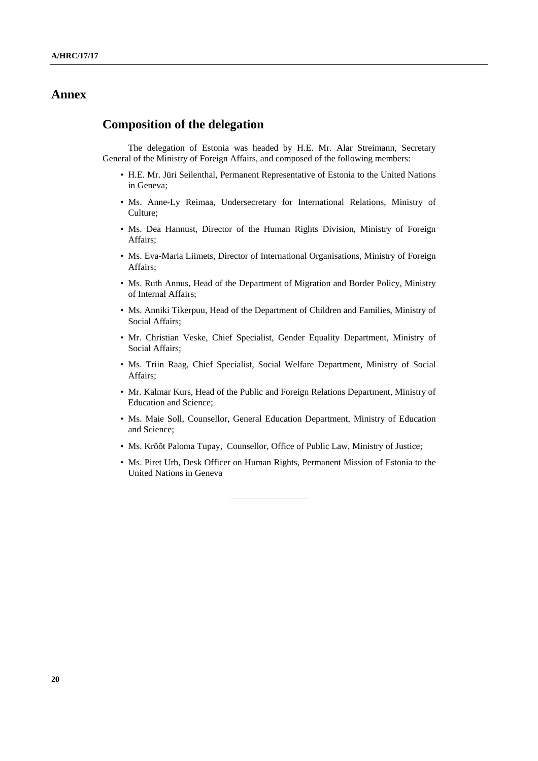# Annex

## Composition of the delegation

The delegation of Estonia was headed by H.E. Mr. Alar Streimann, Secretary General of the Ministry of Foreign Affairs, and composed of the following members:

- H.E. Mr. Jüri Seilenthal, Permanent Representative of Estonia to the United Nations in Geneva;
- Ms. Anne-Ly Reimaa, Undersecretary for International Relations, Ministry of Culture;
- Ms. Dea Hannust, Director of the Human Rights Division, Ministry of Foreign Affairs;
- Ms. Eva-Maria Liimets, Director of International Organisations, Ministry of Foreign Affairs;
- Ms. Ruth Annus, Head of the Department of Migration and Border Policy, Ministry of Internal Affairs;
- Ms. Anniki Tikerpuu, Head of the Department of Children and Families, Ministry of Social Affairs;
- Mr. Christian Veske, Chief Specialist, Gender Equality Department, Ministry of Social Affairs;
- Ms. Triin Raag, Chief Specialist, Social Welfare Department, Ministry of Social Affairs;
- Mr. Kalmar Kurs, Head of the Public and Foreign Relations Department, Ministry of Education and Science;
- Ms. Maie Soll, Counsellor, General Education Department, Ministry of Education and Science;
- Ms. Krõõt Paloma Tupay, Counsellor, Office of Public Law, Ministry of Justice;
- Ms. Piret Urb, Desk Officer on Human Rights, Permanent Mission of Estonia to the United Nations in Geneva